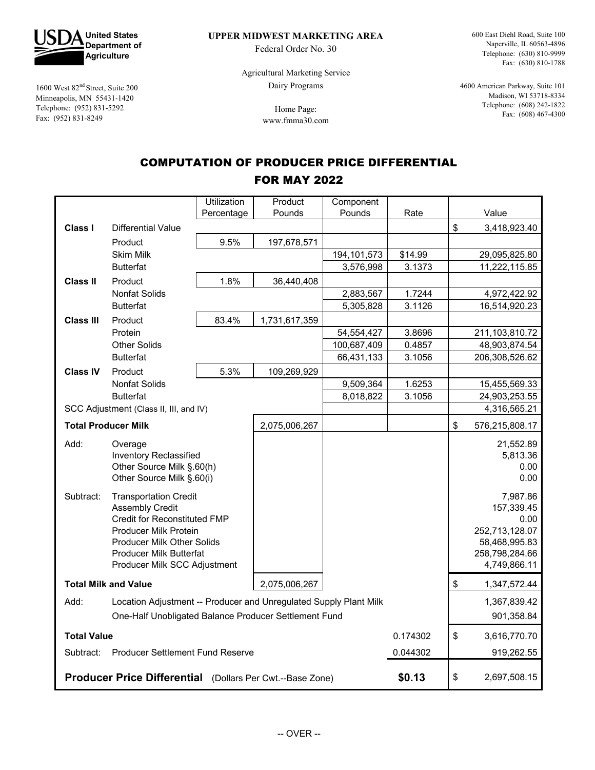USDA United States Department of Agriculture

1600 West 82nd Street, Suite 200
Minneapolis, MN 55431-1420
Telephone: (952) 831-5292
Fax: (952) 831-8249

**UPPER MIDWEST MARKETING AREA**
Federal Order No. 30

Agricultural Marketing Service
Dairy Programs

Home Page:
www.fmma30.com

600 East Diehl Road, Suite 100
Naperville, IL 60563-4896
Telephone: (630) 810-9999
Fax: (630) 810-1788

4600 American Parkway, Suite 101
Madison, WI 53718-8334
Telephone: (608) 242-1822
Fax: (608) 467-4300

# COMPUTATION OF PRODUCER PRICE DIFFERENTIAL FOR MAY 2022

| | | Utilization Percentage | Product Pounds | Component Pounds | Rate | Value |
|---|---|---|---|---|---|---|
| **Class I** | Differential Value | | | | | $ 3,418,923.40 |
| | Product | 9.5% | 197,678,571 | | | |
| | Skim Milk | | | 194,101,573 | $14.99 | 29,095,825.80 |
| | Butterfat | | | 3,576,998 | 3.1373 | 11,222,115.85 |
| **Class II** | Product | 1.8% | 36,440,408 | | | |
| | Nonfat Solids | | | 2,883,567 | 1.7244 | 4,972,422.92 |
| | Butterfat | | | 5,305,828 | 3.1126 | 16,514,920.23 |
| **Class III** | Product | 83.4% | 1,731,617,359 | | | |
| | Protein | | | 54,554,427 | 3.8696 | 211,103,810.72 |
| | Other Solids | | | 100,687,409 | 0.4857 | 48,903,874.54 |
| | Butterfat | | | 66,431,133 | 3.1056 | 206,308,526.62 |
| **Class IV** | Product | 5.3% | 109,269,929 | | | |
| | Nonfat Solids | | | 9,509,364 | 1.6253 | 15,455,569.33 |
| | Butterfat | | | 8,018,822 | 3.1056 | 24,903,253.55 |
| SCC Adjustment (Class II, III, and IV) | | | | | | 4,316,565.21 |
| **Total Producer Milk** | | | 2,075,006,267 | | | $ 576,215,808.17 |
| Add: | Overage | | | | | 21,552.89 |
| | Inventory Reclassified | | | | | 5,813.36 |
| | Other Source Milk §.60(h) | | | | | 0.00 |
| | Other Source Milk §.60(i) | | | | | 0.00 |
| Subtract: | Transportation Credit | | | | | 7,987.86 |
| | Assembly Credit | | | | | 157,339.45 |
| | Credit for Reconstituted FMP | | | | | 0.00 |
| | Producer Milk Protein | | | | | 252,713,128.07 |
| | Producer Milk Other Solids | | | | | 58,468,995.83 |
| | Producer Milk Butterfat | | | | | 258,798,284.66 |
| | Producer Milk SCC Adjustment | | | | | 4,749,866.11 |
| **Total Milk and Value** | | | 2,075,006,267 | | | $ 1,347,572.44 |
| Add: | Location Adjustment -- Producer and Unregulated Supply Plant Milk | | | | | 1,367,839.42 |
| | One-Half Unobligated Balance Producer Settlement Fund | | | | | 901,358.84 |
| **Total Value** | | | | | 0.174302 | $ 3,616,770.70 |
| Subtract: | Producer Settlement Fund Reserve | | | | 0.044302 | 919,262.55 |
| **Producer Price Differential** (Dollars Per Cwt.--Base Zone) | | | | | **$0.13** | $ 2,697,508.15 |

-- OVER --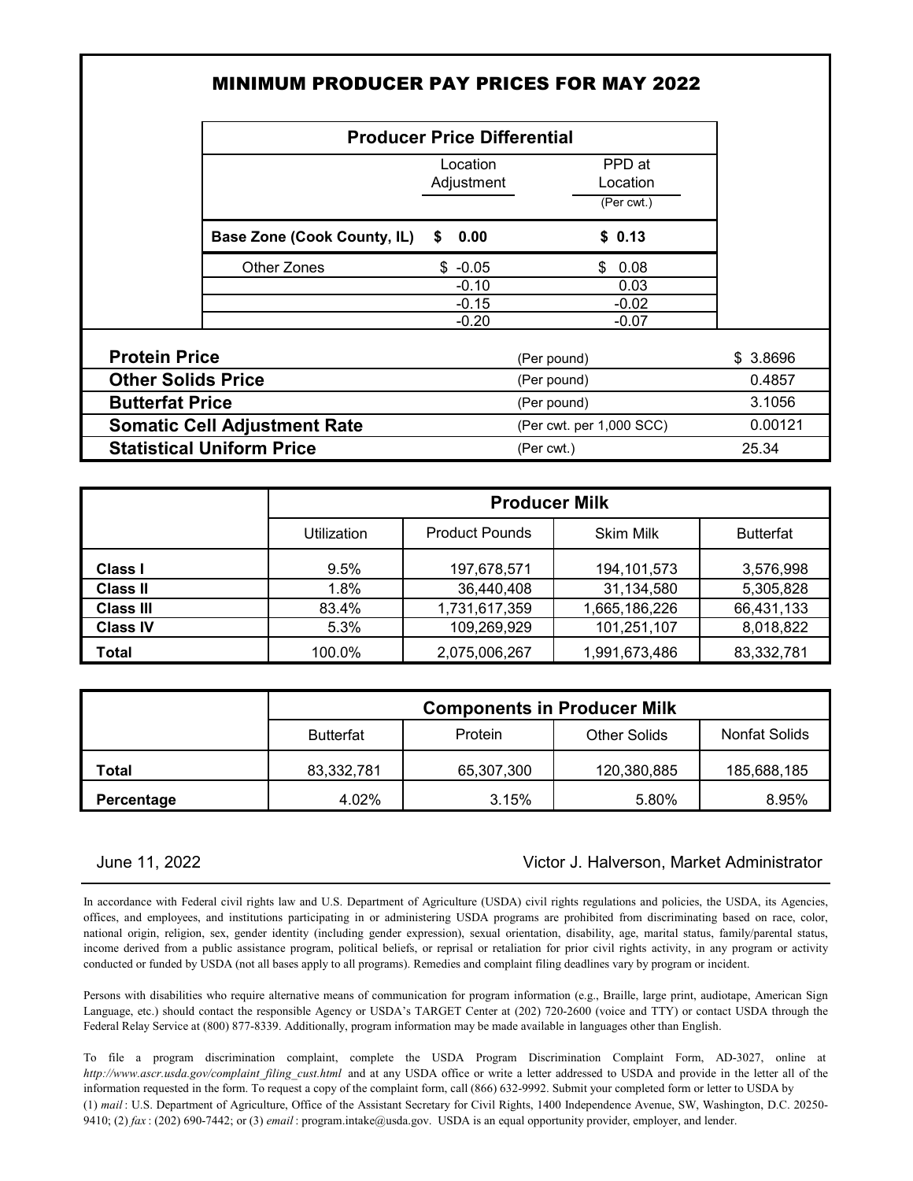# MINIMUM PRODUCER PAY PRICES FOR MAY 2022

| Producer Price Differential | | |
|---|---|---|
| | Location Adjustment | PPD at Location (Per cwt.) |
| **Base Zone (Cook County, IL)** | **$ 0.00** | **$ 0.13** |
| Other Zones | $ -0.05 | $ 0.08 |
| | -0.10 | 0.03 |
| | -0.15 | -0.02 |
| | -0.20 | -0.07 |

| | | |
|---|---|---|
| **Protein Price** | (Per pound) | $ 3.8696 |
| **Other Solids Price** | (Per pound) | 0.4857 |
| **Butterfat Price** | (Per pound) | 3.1056 |
| **Somatic Cell Adjustment Rate** | (Per cwt. per 1,000 SCC) | 0.00121 |
| **Statistical Uniform Price** | (Per cwt.) | 25.34 |

| | Producer Milk | | | |
|---|---|---|---|---|
| | Utilization | Product Pounds | Skim Milk | Butterfat |
| **Class I** | 9.5% | 197,678,571 | 194,101,573 | 3,576,998 |
| **Class II** | 1.8% | 36,440,408 | 31,134,580 | 5,305,828 |
| **Class III** | 83.4% | 1,731,617,359 | 1,665,186,226 | 66,431,133 |
| **Class IV** | 5.3% | 109,269,929 | 101,251,107 | 8,018,822 |
| **Total** | 100.0% | 2,075,006,267 | 1,991,673,486 | 83,332,781 |

| | Components in Producer Milk | | | |
|---|---|---|---|---|
| | Butterfat | Protein | Other Solids | Nonfat Solids |
| **Total** | 83,332,781 | 65,307,300 | 120,380,885 | 185,688,185 |
| **Percentage** | 4.02% | 3.15% | 5.80% | 8.95% |

June 11, 2022

Victor J. Halverson, Market Administrator

In accordance with Federal civil rights law and U.S. Department of Agriculture (USDA) civil rights regulations and policies, the USDA, its Agencies, offices, and employees, and institutions participating in or administering USDA programs are prohibited from discriminating based on race, color, national origin, religion, sex, gender identity (including gender expression), sexual orientation, disability, age, marital status, family/parental status, income derived from a public assistance program, political beliefs, or reprisal or retaliation for prior civil rights activity, in any program or activity conducted or funded by USDA (not all bases apply to all programs). Remedies and complaint filing deadlines vary by program or incident.

Persons with disabilities who require alternative means of communication for program information (e.g., Braille, large print, audiotape, American Sign Language, etc.) should contact the responsible Agency or USDA's TARGET Center at (202) 720-2600 (voice and TTY) or contact USDA through the Federal Relay Service at (800) 877-8339. Additionally, program information may be made available in languages other than English.

To file a program discrimination complaint, complete the USDA Program Discrimination Complaint Form, AD-3027, online at *http://www.ascr.usda.gov/complaint_filing_cust.html* and at any USDA office or write a letter addressed to USDA and provide in the letter all of the information requested in the form. To request a copy of the complaint form, call (866) 632-9992. Submit your completed form or letter to USDA by (1) *mail* : U.S. Department of Agriculture, Office of the Assistant Secretary for Civil Rights, 1400 Independence Avenue, SW, Washington, D.C. 20250-9410; (2) *fax* : (202) 690-7442; or (3) *email* : program.intake@usda.gov. USDA is an equal opportunity provider, employer, and lender.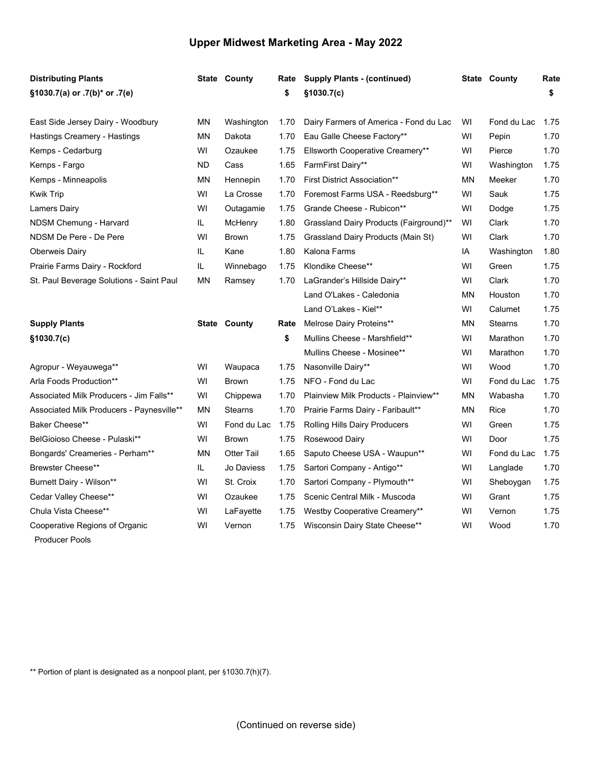# Upper Midwest Marketing Area - May 2022

| Distributing Plants §1030.7(a) or .7(b)* or .7(e) | State | County | Rate $ |
|---|---|---|---|
| East Side Jersey Dairy - Woodbury | MN | Washington | 1.70 |
| Hastings Creamery - Hastings | MN | Dakota | 1.70 |
| Kemps - Cedarburg | WI | Ozaukee | 1.75 |
| Kemps - Fargo | ND | Cass | 1.65 |
| Kemps - Minneapolis | MN | Hennepin | 1.70 |
| Kwik Trip | WI | La Crosse | 1.70 |
| Lamers Dairy | WI | Outagamie | 1.75 |
| NDSM Chemung - Harvard | IL | McHenry | 1.80 |
| NDSM De Pere - De Pere | WI | Brown | 1.75 |
| Oberweis Dairy | IL | Kane | 1.80 |
| Prairie Farms Dairy - Rockford | IL | Winnebago | 1.75 |
| St. Paul Beverage Solutions - Saint Paul | MN | Ramsey | 1.70 |

| Supply Plants §1030.7(c) | State | County | Rate $ |
|---|---|---|---|
| Agropur - Weyauwega** | WI | Waupaca | 1.75 |
| Arla Foods Production** | WI | Brown | 1.75 |
| Associated Milk Producers - Jim Falls** | WI | Chippewa | 1.70 |
| Associated Milk Producers - Paynesville** | MN | Stearns | 1.70 |
| Baker Cheese** | WI | Fond du Lac | 1.75 |
| BelGioioso Cheese - Pulaski** | WI | Brown | 1.75 |
| Bongards' Creameries - Perham** | MN | Otter Tail | 1.65 |
| Brewster Cheese** | IL | Jo Daviess | 1.75 |
| Burnett Dairy - Wilson** | WI | St. Croix | 1.70 |
| Cedar Valley Cheese** | WI | Ozaukee | 1.75 |
| Chula Vista Cheese** | WI | LaFayette | 1.75 |
| Cooperative Regions of Organic Producer Pools | WI | Vernon | 1.75 |
| Dairy Farmers of America - Fond du Lac | WI | Fond du Lac | 1.75 |
| Eau Galle Cheese Factory** | WI | Pepin | 1.70 |
| Ellsworth Cooperative Creamery** | WI | Pierce | 1.70 |
| FarmFirst Dairy** | WI | Washington | 1.75 |
| First District Association** | MN | Meeker | 1.70 |
| Foremost Farms USA - Reedsburg** | WI | Sauk | 1.75 |
| Grande Cheese - Rubicon** | WI | Dodge | 1.75 |
| Grassland Dairy Products (Fairground)** | WI | Clark | 1.70 |
| Grassland Dairy Products (Main St) | WI | Clark | 1.70 |
| Kalona Farms | IA | Washington | 1.80 |
| Klondike Cheese** | WI | Green | 1.75 |
| LaGrander's Hillside Dairy** | WI | Clark | 1.70 |
| Land O'Lakes - Caledonia | MN | Houston | 1.70 |
| Land O'Lakes - Kiel** | WI | Calumet | 1.75 |
| Melrose Dairy Proteins** | MN | Stearns | 1.70 |
| Mullins Cheese - Marshfield** | WI | Marathon | 1.70 |
| Mullins Cheese - Mosinee** | WI | Marathon | 1.70 |
| Nasonville Dairy** | WI | Wood | 1.70 |
| NFO - Fond du Lac | WI | Fond du Lac | 1.75 |
| Plainview Milk Products - Plainview** | MN | Wabasha | 1.70 |
| Prairie Farms Dairy - Faribault** | MN | Rice | 1.70 |
| Rolling Hills Dairy Producers | WI | Green | 1.75 |
| Rosewood Dairy | WI | Door | 1.75 |
| Saputo Cheese USA - Waupun** | WI | Fond du Lac | 1.75 |
| Sartori Company - Antigo** | WI | Langlade | 1.70 |
| Sartori Company - Plymouth** | WI | Sheboygan | 1.75 |
| Scenic Central Milk - Muscoda | WI | Grant | 1.75 |
| Westby Cooperative Creamery** | WI | Vernon | 1.75 |
| Wisconsin Dairy State Cheese** | WI | Wood | 1.70 |

** Portion of plant is designated as a nonpool plant, per §1030.7(h)(7).

(Continued on reverse side)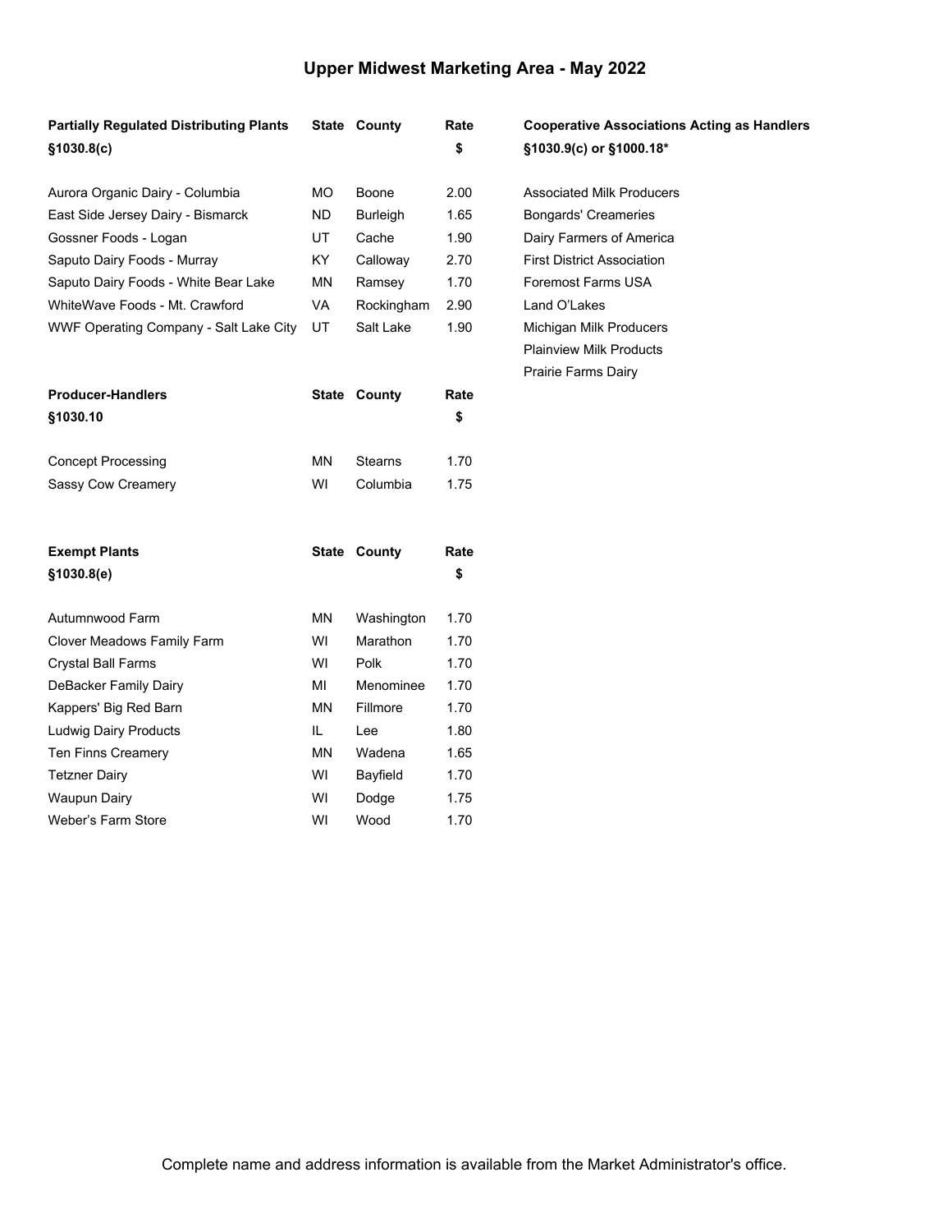# Upper Midwest Marketing Area - May 2022

| Partially Regulated Distributing Plants §1030.8(c) | State | County | Rate $ |
|---|---|---|---|
| Aurora Organic Dairy - Columbia | MO | Boone | 2.00 |
| East Side Jersey Dairy - Bismarck | ND | Burleigh | 1.65 |
| Gossner Foods - Logan | UT | Cache | 1.90 |
| Saputo Dairy Foods - Murray | KY | Calloway | 2.70 |
| Saputo Dairy Foods - White Bear Lake | MN | Ramsey | 1.70 |
| WhiteWave Foods - Mt. Crawford | VA | Rockingham | 2.90 |
| WWF Operating Company - Salt Lake City | UT | Salt Lake | 1.90 |

| Producer-Handlers §1030.10 | State | County | Rate $ |
|---|---|---|---|
| Concept Processing | MN | Stearns | 1.70 |
| Sassy Cow Creamery | WI | Columbia | 1.75 |

| Exempt Plants §1030.8(e) | State | County | Rate $ |
|---|---|---|---|
| Autumnwood Farm | MN | Washington | 1.70 |
| Clover Meadows Family Farm | WI | Marathon | 1.70 |
| Crystal Ball Farms | WI | Polk | 1.70 |
| DeBacker Family Dairy | MI | Menominee | 1.70 |
| Kappers' Big Red Barn | MN | Fillmore | 1.70 |
| Ludwig Dairy Products | IL | Lee | 1.80 |
| Ten Finns Creamery | MN | Wadena | 1.65 |
| Tetzner Dairy | WI | Bayfield | 1.70 |
| Waupun Dairy | WI | Dodge | 1.75 |
| Weber's Farm Store | WI | Wood | 1.70 |

**Cooperative Associations Acting as Handlers §1030.9(c) or §1000.18***

- Associated Milk Producers
- Bongards' Creameries
- Dairy Farmers of America
- First District Association
- Foremost Farms USA
- Land O'Lakes
- Michigan Milk Producers
- Plainview Milk Products
- Prairie Farms Dairy

Complete name and address information is available from the Market Administrator's office.